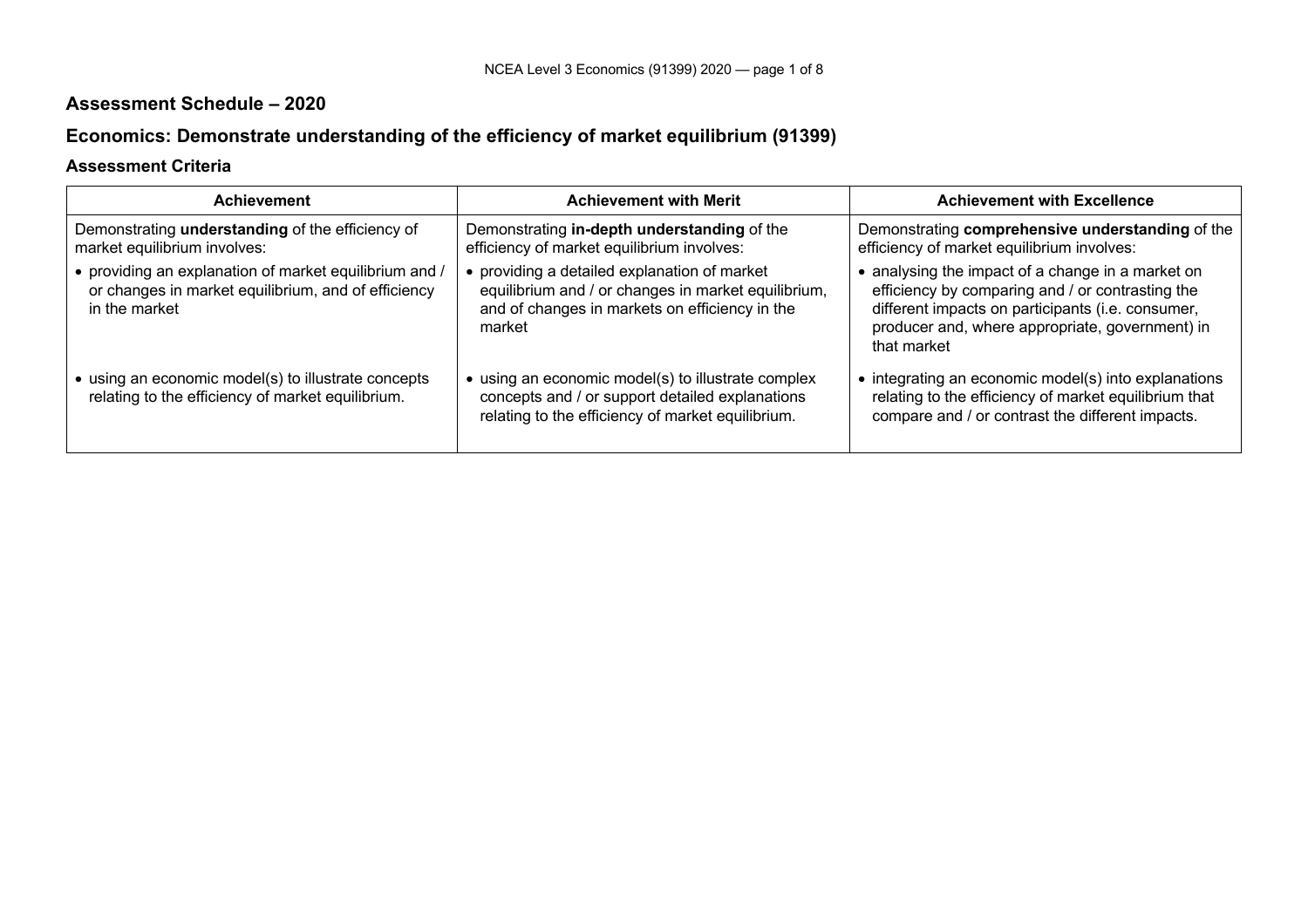## Assessment Schedule – 2020

## Economics: Demonstrate understanding of the efficiency of market equilibrium (91399)

### Assessment Criteria

| Achievement | Achievement with Merit | Achievement with Excellence |
| --- | --- | --- |
| Demonstrating **understanding** of the efficiency of market equilibrium involves:<br>• providing an explanation of market equilibrium and / or changes in market equilibrium, and of efficiency in the market<br>• using an economic model(s) to illustrate concepts relating to the efficiency of market equilibrium. | Demonstrating **in-depth understanding** of the efficiency of market equilibrium involves:<br>• providing a detailed explanation of market equilibrium and / or changes in market equilibrium, and of changes in markets on efficiency in the market<br>• using an economic model(s) to illustrate complex concepts and / or support detailed explanations relating to the efficiency of market equilibrium. | Demonstrating **comprehensive understanding** of the efficiency of market equilibrium involves:<br>• analysing the impact of a change in a market on efficiency by comparing and / or contrasting the different impacts on participants (i.e. consumer, producer and, where appropriate, government) in that market<br>• integrating an economic model(s) into explanations relating to the efficiency of market equilibrium that compare and / or contrast the different impacts. |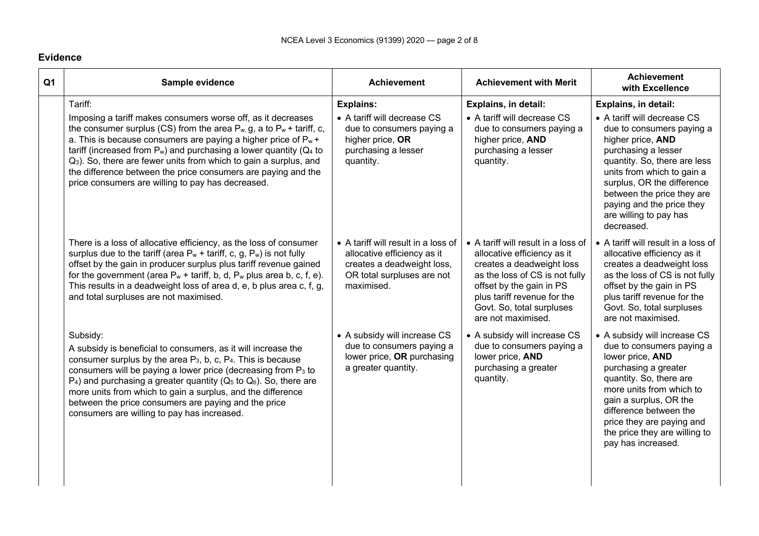## Evidence

| Q1 | Sample evidence | Achievement | Achievement with Merit | Achievement with Excellence |
|---|---|---|---|---|
| | Tariff:<br>Imposing a tariff makes consumers worse off, as it decreases the consumer surplus (CS) from the area $P_w$, g, a to $P_w$ + tariff, c, a. This is because consumers are paying a higher price of $P_w$ + tariff (increased from $P_w$) and purchasing a lower quantity ($Q_4$ to $Q_3$). So, there are fewer units from which to gain a surplus, and the difference between the price consumers are paying and the price consumers are willing to pay has decreased. | **Explains:**<br>• A tariff will decrease CS due to consumers paying a higher price, **OR** purchasing a lesser quantity. | **Explains, in detail:**<br>• A tariff will decrease CS due to consumers paying a higher price, **AND** purchasing a lesser quantity. | **Explains, in detail:**<br>• A tariff will decrease CS due to consumers paying a higher price, **AND** purchasing a lesser quantity. So, there are less units from which to gain a surplus, OR the difference between the price they are paying and the price they are willing to pay has decreased. |
| | There is a loss of allocative efficiency, as the loss of consumer surplus due to the tariff (area $P_w$ + tariff, c, g, $P_w$) is not fully offset by the gain in producer surplus plus tariff revenue gained for the government (area $P_w$ + tariff, b, d, $P_w$ plus area b, c, f, e). This results in a deadweight loss of area d, e, b plus area c, f, g, and total surpluses are not maximised. | • A tariff will result in a loss of allocative efficiency as it creates a deadweight loss, OR total surpluses are not maximised. | • A tariff will result in a loss of allocative efficiency as it creates a deadweight loss as the loss of CS is not fully offset by the gain in PS plus tariff revenue for the Govt. So, total surpluses are not maximised. | • A tariff will result in a loss of allocative efficiency as it creates a deadweight loss as the loss of CS is not fully offset by the gain in PS plus tariff revenue for the Govt. So, total surpluses are not maximised. |
| | Subsidy:<br>A subsidy is beneficial to consumers, as it will increase the consumer surplus by the area $P_3$, b, c, $P_4$. This is because consumers will be paying a lower price (decreasing from $P_3$ to $P_4$) and purchasing a greater quantity ($Q_5$ to $Q_6$). So, there are more units from which to gain a surplus, and the difference between the price consumers are paying and the price consumers are willing to pay has increased. | • A subsidy will increase CS due to consumers paying a lower price, **OR** purchasing a greater quantity. | • A subsidy will increase CS due to consumers paying a lower price, **AND** purchasing a greater quantity. | • A subsidy will increase CS due to consumers paying a lower price, **AND** purchasing a greater quantity. So, there are more units from which to gain a surplus, OR the difference between the price they are paying and the price they are willing to pay has increased. |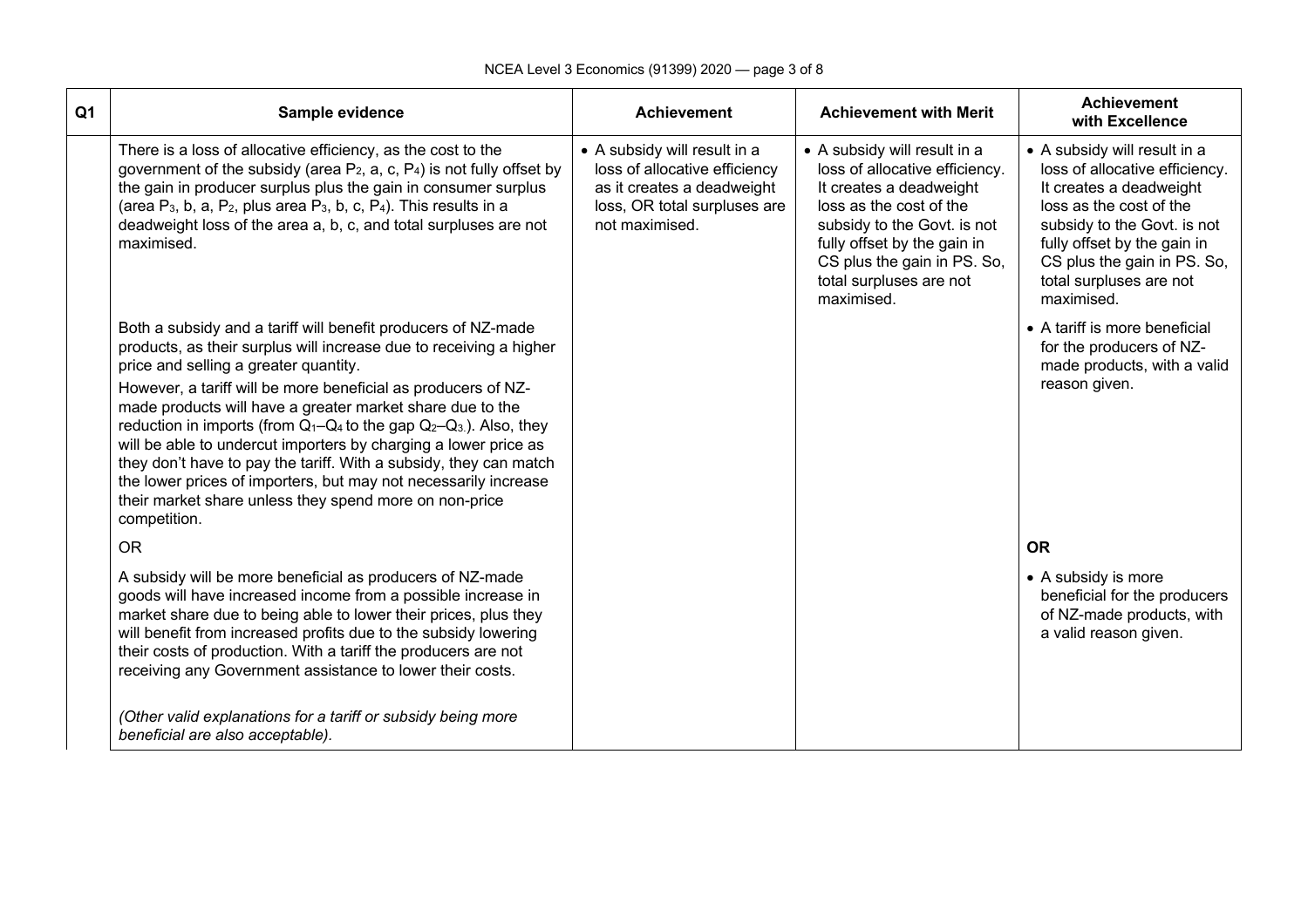| Q1 | Sample evidence | Achievement | Achievement with Merit | Achievement with Excellence |
|---|---|---|---|---|
| | There is a loss of allocative efficiency, as the cost to the government of the subsidy (area $P_2$, a, c, $P_4$) is not fully offset by the gain in producer surplus plus the gain in consumer surplus (area $P_3$, b, a, $P_2$, plus area $P_3$, b, c, $P_4$). This results in a deadweight loss of the area a, b, c, and total surpluses are not maximised. | • A subsidy will result in a loss of allocative efficiency as it creates a deadweight loss, OR total surpluses are not maximised. | • A subsidy will result in a loss of allocative efficiency. It creates a deadweight loss as the cost of the subsidy to the Govt. is not fully offset by the gain in CS plus the gain in PS. So, total surpluses are not maximised. | • A subsidy will result in a loss of allocative efficiency. It creates a deadweight loss as the cost of the subsidy to the Govt. is not fully offset by the gain in CS plus the gain in PS. So, total surpluses are not maximised. |
| | Both a subsidy and a tariff will benefit producers of NZ-made products, as their surplus will increase due to receiving a higher price and selling a greater quantity.<br>However, a tariff will be more beneficial as producers of NZ-made products will have a greater market share due to the reduction in imports (from $Q_1$–$Q_4$ to the gap $Q_2$–$Q_3$.). Also, they will be able to undercut importers by charging a lower price as they don't have to pay the tariff. With a subsidy, they can match the lower prices of importers, but may not necessarily increase their market share unless they spend more on non-price competition. | | | • A tariff is more beneficial for the producers of NZ-made products, with a valid reason given. |
| | OR | | | **OR** |
| | A subsidy will be more beneficial as producers of NZ-made goods will have increased income from a possible increase in market share due to being able to lower their prices, plus they will benefit from increased profits due to the subsidy lowering their costs of production. With a tariff the producers are not receiving any Government assistance to lower their costs.<br><br>*(Other valid explanations for a tariff or subsidy being more beneficial are also acceptable).* | | | • A subsidy is more beneficial for the producers of NZ-made products, with a valid reason given. |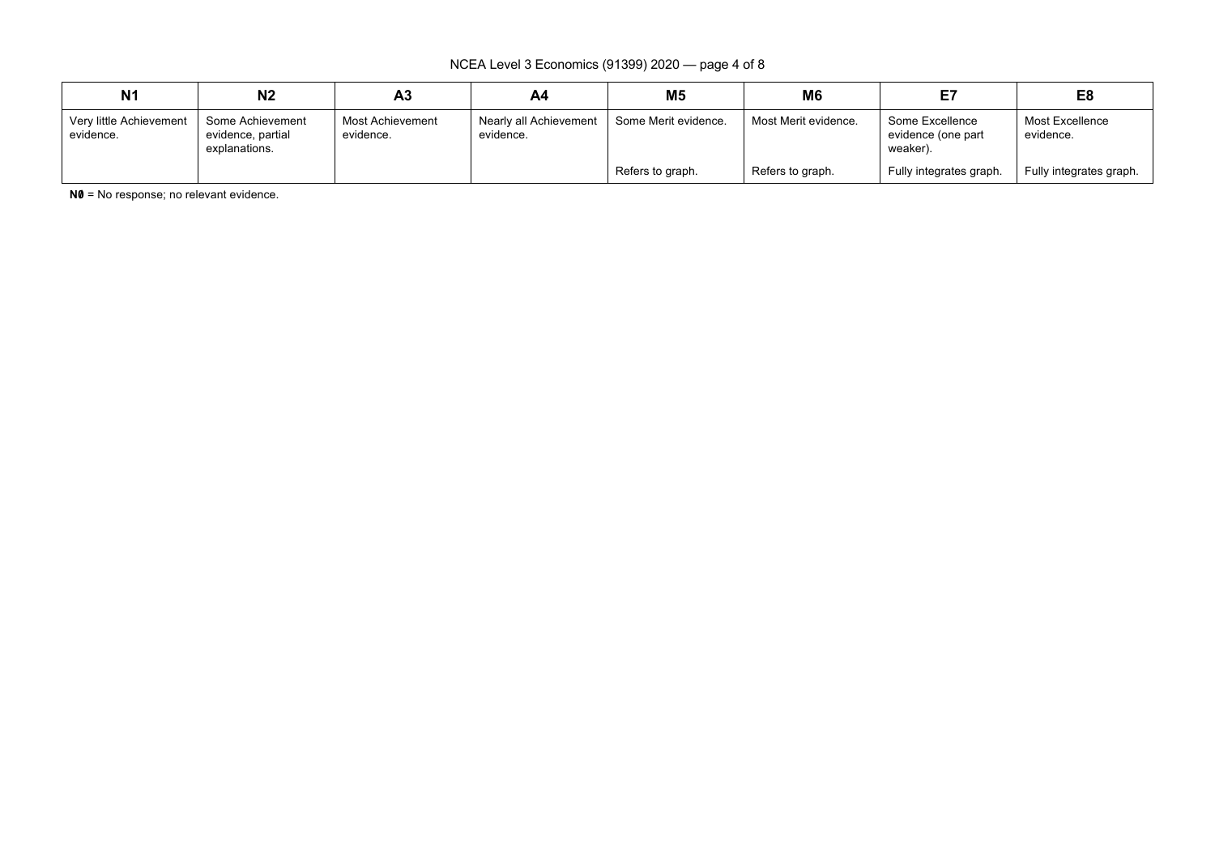| N1 | N2 | A3 | A4 | M5 | M6 | E7 | E8 |
|---|---|---|---|---|---|---|---|
| Very little Achievement evidence. | Some Achievement evidence, partial explanations. | Most Achievement evidence. | Nearly all Achievement evidence. | Some Merit evidence. | Most Merit evidence. | Some Excellence evidence (one part weaker). | Most Excellence evidence. |
| | | | | Refers to graph. | Refers to graph. | Fully integrates graph. | Fully integrates graph. |

**N0** = No response; no relevant evidence.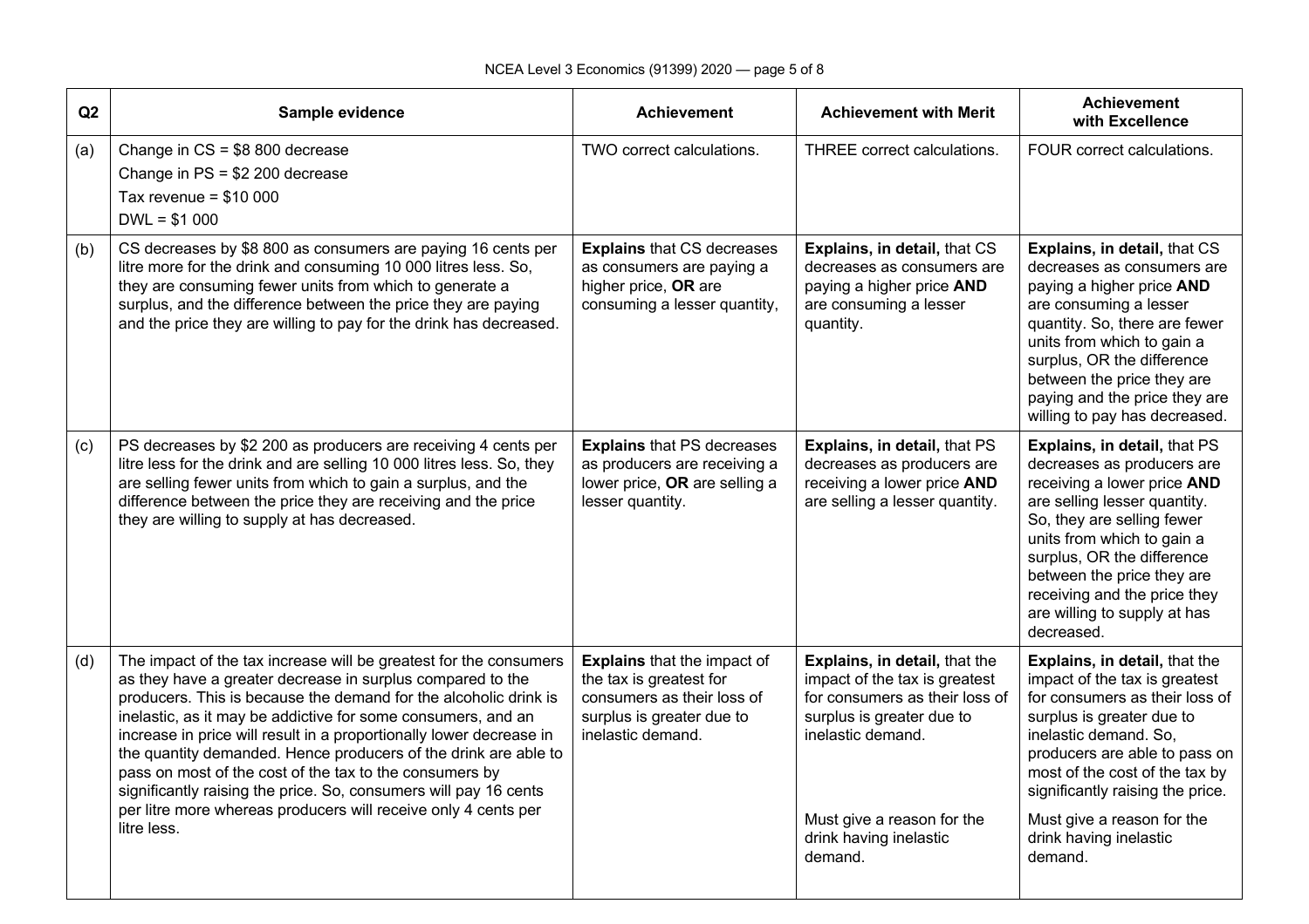| Q2 | Sample evidence | Achievement | Achievement with Merit | Achievement with Excellence |
|---|---|---|---|---|
| (a) | Change in CS = $8 800 decrease<br>Change in PS = $2 200 decrease<br>Tax revenue = $10 000<br>DWL = $1 000 | TWO correct calculations. | THREE correct calculations. | FOUR correct calculations. |
| (b) | CS decreases by $8 800 as consumers are paying 16 cents per litre more for the drink and consuming 10 000 litres less. So, they are consuming fewer units from which to generate a surplus, and the difference between the price they are paying and the price they are willing to pay for the drink has decreased. | **Explains** that CS decreases as consumers are paying a higher price, **OR** are consuming a lesser quantity, | **Explains, in detail,** that CS decreases as consumers are paying a higher price **AND** are consuming a lesser quantity. | **Explains, in detail,** that CS decreases as consumers are paying a higher price **AND** are consuming a lesser quantity. So, there are fewer units from which to gain a surplus, OR the difference between the price they are paying and the price they are willing to pay has decreased. |
| (c) | PS decreases by $2 200 as producers are receiving 4 cents per litre less for the drink and are selling 10 000 litres less. So, they are selling fewer units from which to gain a surplus, and the difference between the price they are receiving and the price they are willing to supply at has decreased. | **Explains** that PS decreases as producers are receiving a lower price, **OR** are selling a lesser quantity. | **Explains, in detail,** that PS decreases as producers are receiving a lower price **AND** are selling a lesser quantity. | **Explains, in detail,** that PS decreases as producers are receiving a lower price **AND** are selling lesser quantity. So, they are selling fewer units from which to gain a surplus, OR the difference between the price they are receiving and the price they are willing to supply at has decreased. |
| (d) | The impact of the tax increase will be greatest for the consumers as they have a greater decrease in surplus compared to the producers. This is because the demand for the alcoholic drink is inelastic, as it may be addictive for some consumers, and an increase in price will result in a proportionally lower decrease in the quantity demanded. Hence producers of the drink are able to pass on most of the cost of the tax to the consumers by significantly raising the price. So, consumers will pay 16 cents per litre more whereas producers will receive only 4 cents per litre less. | **Explains** that the impact of the tax is greatest for consumers as their loss of surplus is greater due to inelastic demand. | **Explains, in detail,** that the impact of the tax is greatest for consumers as their loss of surplus is greater due to inelastic demand.<br><br>Must give a reason for the drink having inelastic demand. | **Explains, in detail,** that the impact of the tax is greatest for consumers as their loss of surplus is greater due to inelastic demand. So, producers are able to pass on most of the cost of the tax by significantly raising the price.<br><br>Must give a reason for the drink having inelastic demand. |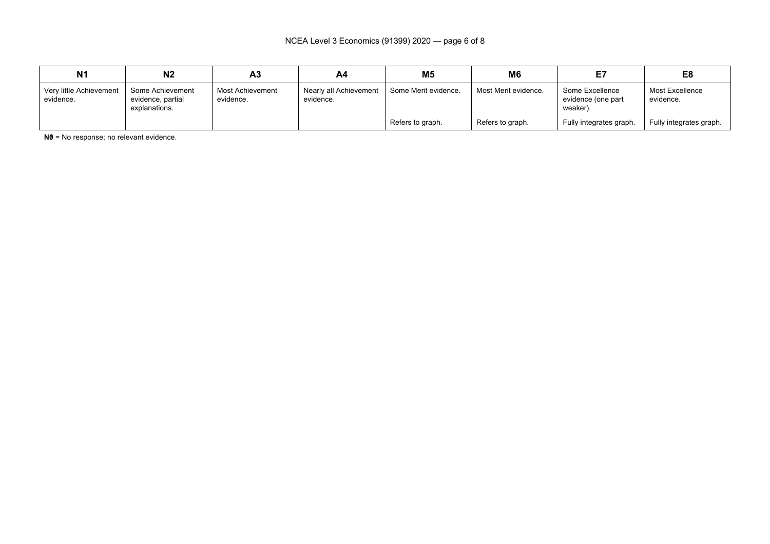| N1 | N2 | A3 | A4 | M5 | M6 | E7 | E8 |
|---|---|---|---|---|---|---|---|
| Very little Achievement evidence. | Some Achievement evidence, partial explanations. | Most Achievement evidence. | Nearly all Achievement evidence. | Some Merit evidence. | Most Merit evidence. | Some Excellence evidence (one part weaker). | Most Excellence evidence. |
| | | | | Refers to graph. | Refers to graph. | Fully integrates graph. | Fully integrates graph. |

**N0** = No response; no relevant evidence.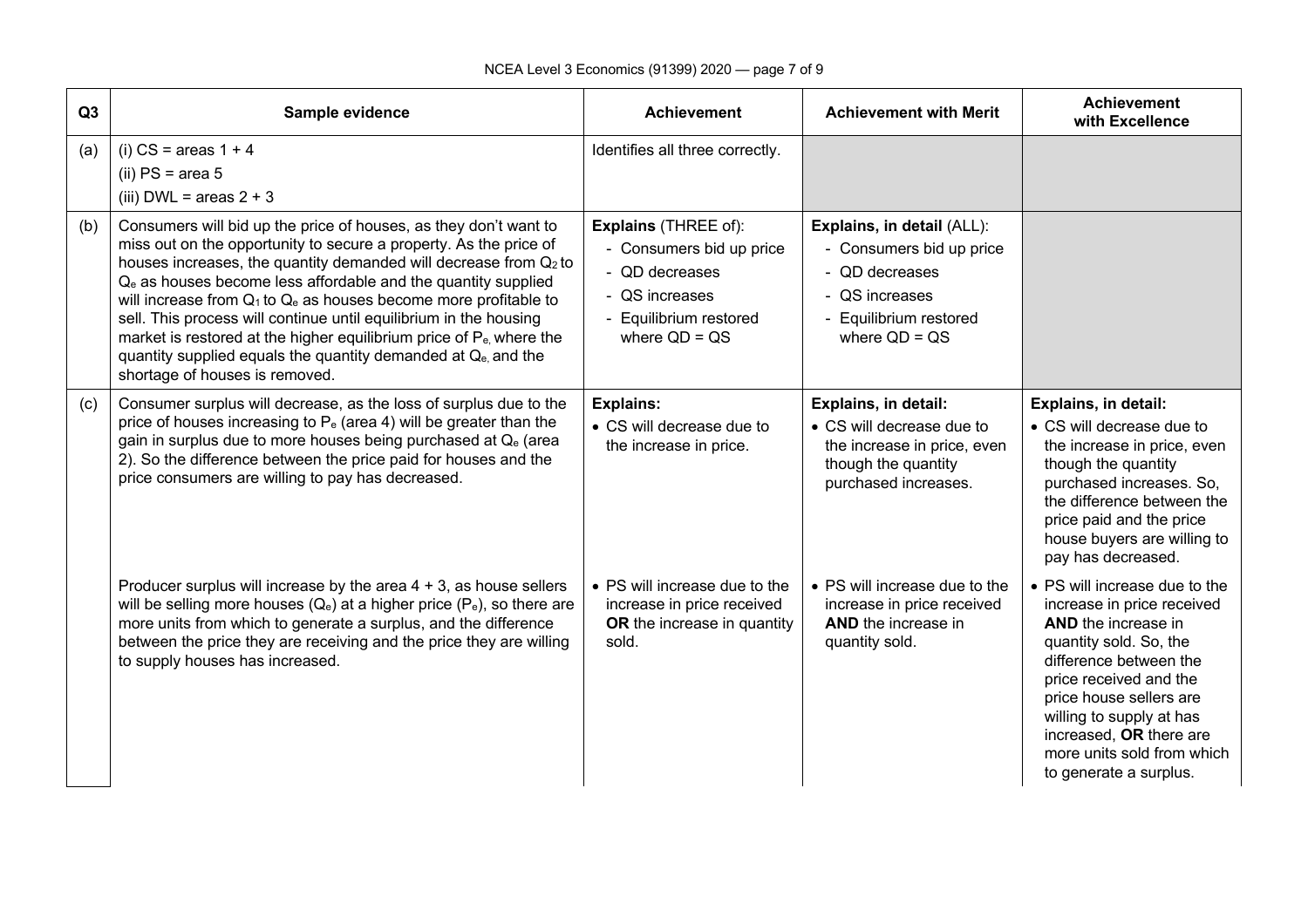| Q3 | Sample evidence | Achievement | Achievement with Merit | Achievement with Excellence |
|---|---|---|---|---|
| (a) | (i) CS = areas 1 + 4<br>(ii) PS = area 5<br>(iii) DWL = areas 2 + 3 | Identifies all three correctly. | | |
| (b) | Consumers will bid up the price of houses, as they don't want to miss out on the opportunity to secure a property. As the price of houses increases, the quantity demanded will decrease from $Q_2$ to $Q_e$ as houses become less affordable and the quantity supplied will increase from $Q_1$ to $Q_e$ as houses become more profitable to sell. This process will continue until equilibrium in the housing market is restored at the higher equilibrium price of $P_e$, where the quantity supplied equals the quantity demanded at $Q_e$, and the shortage of houses is removed. | **Explains** (THREE of):<br>- Consumers bid up price<br>- QD decreases<br>- QS increases<br>- Equilibrium restored where QD = QS | **Explains, in detail** (ALL):<br>- Consumers bid up price<br>- QD decreases<br>- QS increases<br>- Equilibrium restored where QD = QS | |
| (c) | Consumer surplus will decrease, as the loss of surplus due to the price of houses increasing to $P_e$ (area 4) will be greater than the gain in surplus due to more houses being purchased at $Q_e$ (area 2). So the difference between the price paid for houses and the price consumers are willing to pay has decreased. | **Explains:**<br>• CS will decrease due to the increase in price. | **Explains, in detail:**<br>• CS will decrease due to the increase in price, even though the quantity purchased increases. | **Explains, in detail:**<br>• CS will decrease due to the increase in price, even though the quantity purchased increases. So, the difference between the price paid and the price house buyers are willing to pay has decreased. |
| | Producer surplus will increase by the area 4 + 3, as house sellers will be selling more houses ($Q_e$) at a higher price ($P_e$), so there are more units from which to generate a surplus, and the difference between the price they are receiving and the price they are willing to supply houses has increased. | • PS will increase due to the increase in price received **OR** the increase in quantity sold. | • PS will increase due to the increase in price received **AND** the increase in quantity sold. | • PS will increase due to the increase in price received **AND** the increase in quantity sold. So, the difference between the price received and the price house sellers are willing to supply at has increased, **OR** there are more units sold from which to generate a surplus. |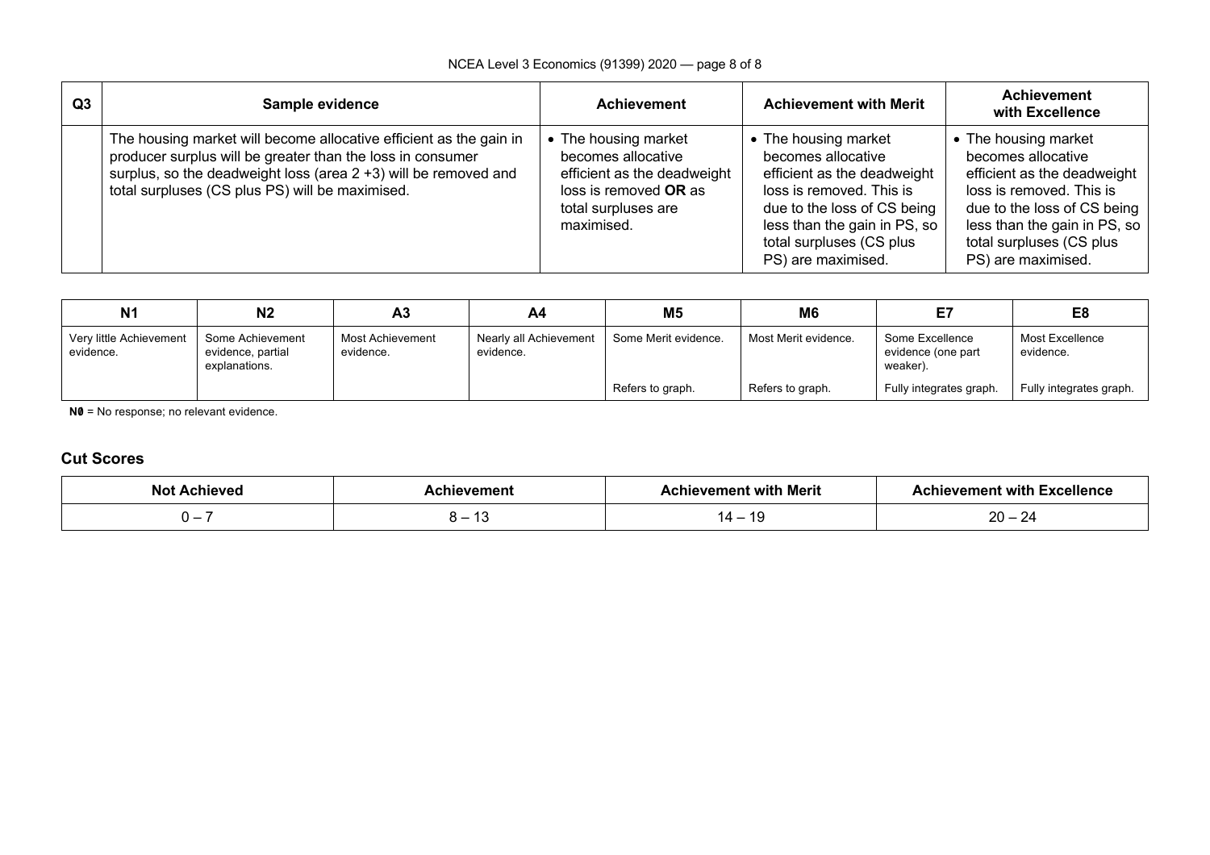| Q3 | Sample evidence | Achievement | Achievement with Merit | Achievement with Excellence |
|---|---|---|---|---|
| | The housing market will become allocative efficient as the gain in producer surplus will be greater than the loss in consumer surplus, so the deadweight loss (area 2 +3) will be removed and total surpluses (CS plus PS) will be maximised. | • The housing market becomes allocative efficient as the deadweight loss is removed **OR** as total surpluses are maximised. | • The housing market becomes allocative efficient as the deadweight loss is removed. This is due to the loss of CS being less than the gain in PS, so total surpluses (CS plus PS) are maximised. | • The housing market becomes allocative efficient as the deadweight loss is removed. This is due to the loss of CS being less than the gain in PS, so total surpluses (CS plus PS) are maximised. |

| N1 | N2 | A3 | A4 | M5 | M6 | E7 | E8 |
|---|---|---|---|---|---|---|---|
| Very little Achievement evidence. | Some Achievement evidence, partial explanations. | Most Achievement evidence. | Nearly all Achievement evidence. | Some Merit evidence. | Most Merit evidence. | Some Excellence evidence (one part weaker). | Most Excellence evidence. |
| | | | | Refers to graph. | Refers to graph. | Fully integrates graph. | Fully integrates graph. |

**N0** = No response; no relevant evidence.

## Cut Scores

| Not Achieved | Achievement | Achievement with Merit | Achievement with Excellence |
|---|---|---|---|
| 0 – 7 | 8 – 13 | 14 – 19 | 20 – 24 |